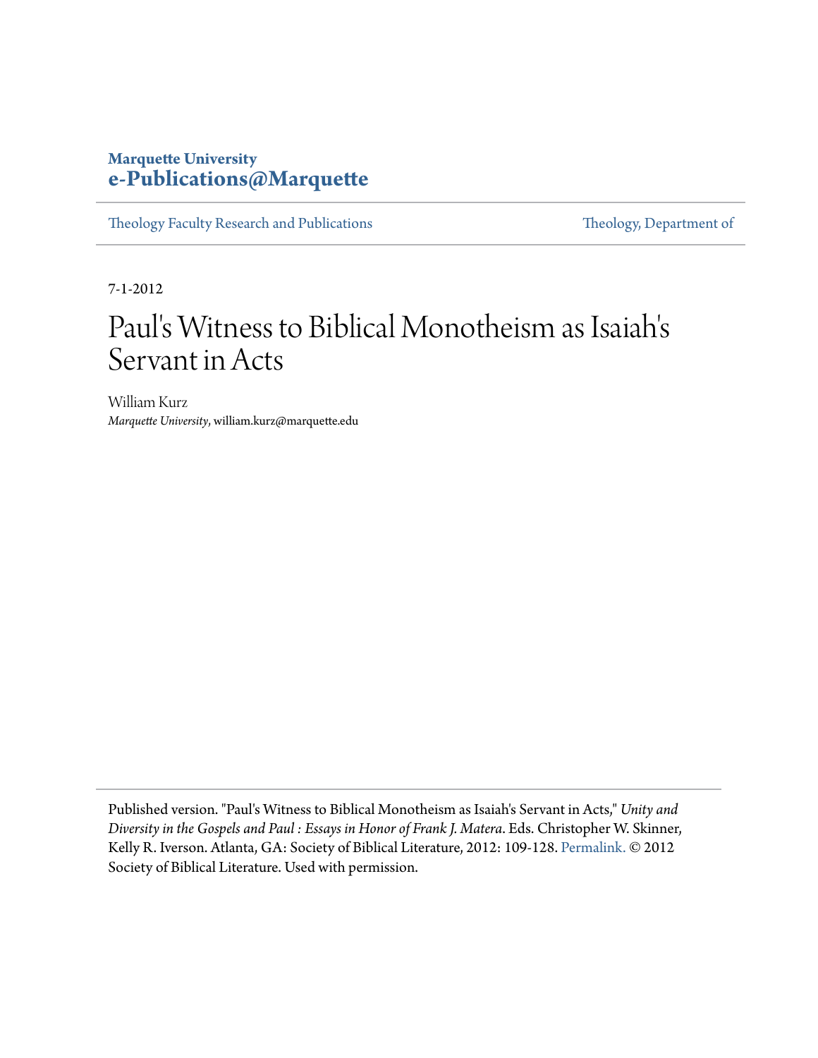**Marquette University**
**e-Publications@Marquette**

Theology Faculty Research and Publications | Theology, Department of

7-1-2012

# Paul's Witness to Biblical Monotheism as Isaiah's Servant in Acts

William Kurz
*Marquette University*, william.kurz@marquette.edu

Published version. "Paul's Witness to Biblical Monotheism as Isaiah's Servant in Acts," *Unity and Diversity in the Gospels and Paul : Essays in Honor of Frank J. Matera*. Eds. Christopher W. Skinner, Kelly R. Iverson. Atlanta, GA: Society of Biblical Literature, 2012: 109-128. Permalink. © 2012 Society of Biblical Literature. Used with permission.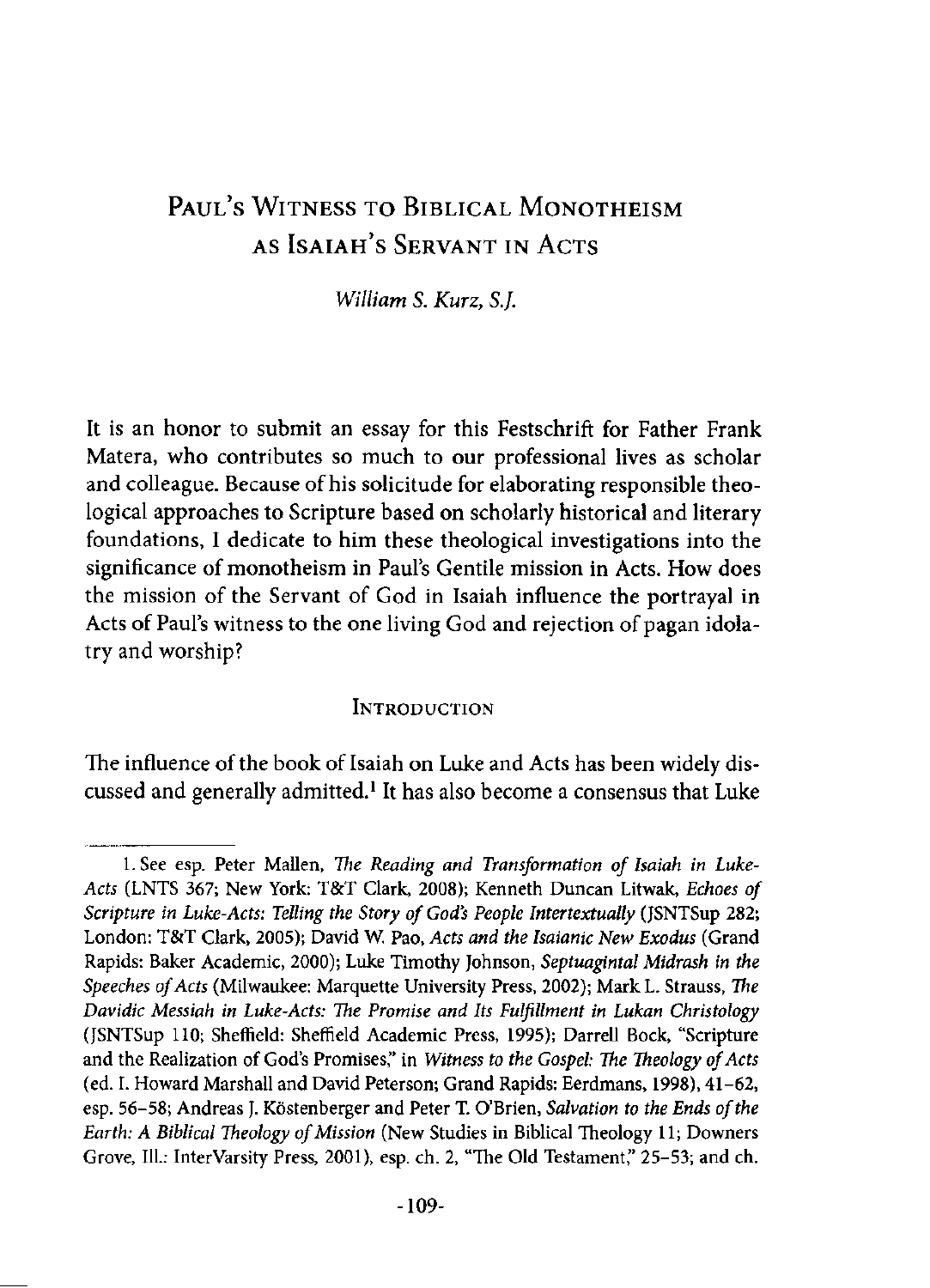# Paul's Witness to Biblical Monotheism as Isaiah's Servant in Acts

*William S. Kurz, S.J.*

It is an honor to submit an essay for this Festschrift for Father Frank Matera, who contributes so much to our professional lives as scholar and colleague. Because of his solicitude for elaborating responsible theological approaches to Scripture based on scholarly historical and literary foundations, I dedicate to him these theological investigations into the significance of monotheism in Paul's Gentile mission in Acts. How does the mission of the Servant of God in Isaiah influence the portrayal in Acts of Paul's witness to the one living God and rejection of pagan idolatry and worship?

## Introduction

The influence of the book of Isaiah on Luke and Acts has been widely discussed and generally admitted.[1] It has also become a consensus that Luke

1. See esp. Peter Mallen, *The Reading and Transformation of Isaiah in Luke-Acts* (LNTS 367; New York: T&T Clark, 2008); Kenneth Duncan Litwak, *Echoes of Scripture in Luke-Acts: Telling the Story of God's People Intertextually* (JSNTSup 282; London: T&T Clark, 2005); David W. Pao, *Acts and the Isaianic New Exodus* (Grand Rapids: Baker Academic, 2000); Luke Timothy Johnson, *Septuagintal Midrash in the Speeches of Acts* (Milwaukee: Marquette University Press, 2002); Mark L. Strauss, *The Davidic Messiah in Luke-Acts: The Promise and Its Fulfillment in Lukan Christology* (JSNTSup 110; Sheffield: Sheffield Academic Press, 1995); Darrell Bock, "Scripture and the Realization of God's Promises," in *Witness to the Gospel: The Theology of Acts* (ed. I. Howard Marshall and David Peterson; Grand Rapids: Eerdmans, 1998), 41–62, esp. 56–58; Andreas J. Köstenberger and Peter T. O'Brien, *Salvation to the Ends of the Earth: A Biblical Theology of Mission* (New Studies in Biblical Theology 11; Downers Grove, Ill.: InterVarsity Press, 2001), esp. ch. 2, "The Old Testament," 25–53; and ch.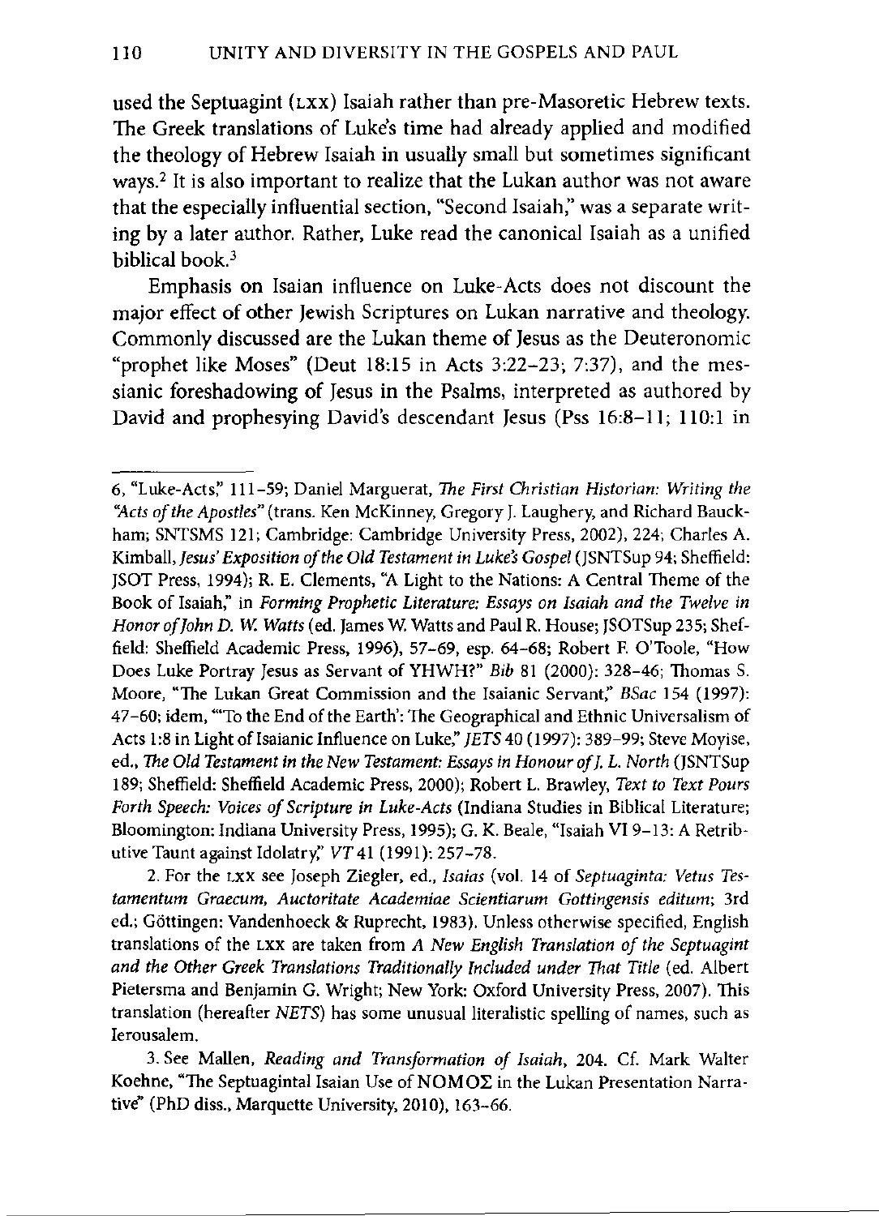used the Septuagint (LXX) Isaiah rather than pre-Masoretic Hebrew texts. The Greek translations of Luke's time had already applied and modified the theology of Hebrew Isaiah in usually small but sometimes significant ways.[2] It is also important to realize that the Lukan author was not aware that the especially influential section, "Second Isaiah," was a separate writing by a later author. Rather, Luke read the canonical Isaiah as a unified biblical book.[3]

Emphasis on Isaian influence on Luke-Acts does not discount the major effect of other Jewish Scriptures on Lukan narrative and theology. Commonly discussed are the Lukan theme of Jesus as the Deuteronomic "prophet like Moses" (Deut 18:15 in Acts 3:22–23; 7:37), and the messianic foreshadowing of Jesus in the Psalms, interpreted as authored by David and prophesying David's descendant Jesus (Pss 16:8–11; 110:1 in

---

6, "Luke-Acts," 111–59; Daniel Marguerat, *The First Christian Historian: Writing the "Acts of the Apostles"* (trans. Ken McKinney, Gregory J. Laughery, and Richard Bauckham; SNTSMS 121; Cambridge: Cambridge University Press, 2002), 224; Charles A. Kimball, *Jesus' Exposition of the Old Testament in Luke's Gospel* (JSNTSup 94; Sheffield: JSOT Press, 1994); R. E. Clements, "A Light to the Nations: A Central Theme of the Book of Isaiah," in *Forming Prophetic Literature: Essays on Isaiah and the Twelve in Honor of John D. W. Watts* (ed. James W. Watts and Paul R. House; JSOTSup 235; Sheffield: Sheffield Academic Press, 1996), 57–69, esp. 64–68; Robert F. O'Toole, "How Does Luke Portray Jesus as Servant of YHWH?" *Bib* 81 (2000): 328–46; Thomas S. Moore, "The Lukan Great Commission and the Isaianic Servant," *BSac* 154 (1997): 47–60; idem, "'To the End of the Earth': The Geographical and Ethnic Universalism of Acts 1:8 in Light of Isaianic Influence on Luke," *JETS* 40 (1997): 389–99; Steve Moyise, ed., *The Old Testament in the New Testament: Essays in Honour of J. L. North* (JSNTSup 189; Sheffield: Sheffield Academic Press, 2000); Robert L. Brawley, *Text to Text Pours Forth Speech: Voices of Scripture in Luke-Acts* (Indiana Studies in Biblical Literature; Bloomington: Indiana University Press, 1995); G. K. Beale, "Isaiah VI 9–13: A Retributive Taunt against Idolatry," *VT* 41 (1991): 257–78.

2. For the LXX see Joseph Ziegler, ed., *Isaias* (vol. 14 of *Septuaginta: Vetus Testamentum Graecum, Auctoritate Academiae Scientiarum Gottingensis editum*; 3rd ed.; Göttingen: Vandenhoeck & Ruprecht, 1983). Unless otherwise specified, English translations of the LXX are taken from *A New English Translation of the Septuagint and the Other Greek Translations Traditionally Included under That Title* (ed. Albert Pietersma and Benjamin G. Wright; New York: Oxford University Press, 2007). This translation (hereafter *NETS*) has some unusual literalistic spelling of names, such as Ierousalem.

3. See Mallen, *Reading and Transformation of Isaiah*, 204. Cf. Mark Walter Koehne, "The Septuagintal Isaian Use of ΝΟΜΟΣ in the Lukan Presentation Narrative" (PhD diss., Marquette University, 2010), 163–66.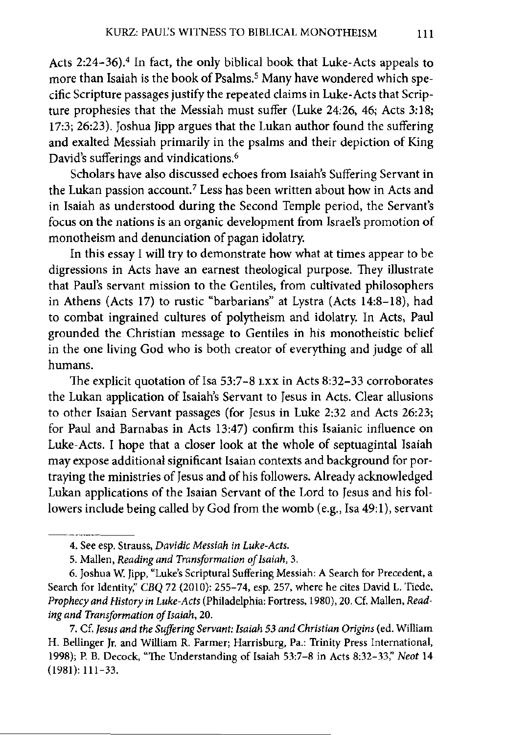Acts 2:24–36).[4] In fact, the only biblical book that Luke-Acts appeals to more than Isaiah is the book of Psalms.[5] Many have wondered which specific Scripture passages justify the repeated claims in Luke-Acts that Scripture prophesies that the Messiah must suffer (Luke 24:26, 46; Acts 3:18; 17:3; 26:23). Joshua Jipp argues that the Lukan author found the suffering and exalted Messiah primarily in the psalms and their depiction of King David's sufferings and vindications.[6]

Scholars have also discussed echoes from Isaiah's Suffering Servant in the Lukan passion account.[7] Less has been written about how in Acts and in Isaiah as understood during the Second Temple period, the Servant's focus on the nations is an organic development from Israel's promotion of monotheism and denunciation of pagan idolatry.

In this essay I will try to demonstrate how what at times appear to be digressions in Acts have an earnest theological purpose. They illustrate that Paul's servant mission to the Gentiles, from cultivated philosophers in Athens (Acts 17) to rustic "barbarians" at Lystra (Acts 14:8–18), had to combat ingrained cultures of polytheism and idolatry. In Acts, Paul grounded the Christian message to Gentiles in his monotheistic belief in the one living God who is both creator of everything and judge of all humans.

The explicit quotation of Isa 53:7–8 LXX in Acts 8:32–33 corroborates the Lukan application of Isaiah's Servant to Jesus in Acts. Clear allusions to other Isaian Servant passages (for Jesus in Luke 2:32 and Acts 26:23; for Paul and Barnabas in Acts 13:47) confirm this Isaianic influence on Luke-Acts. I hope that a closer look at the whole of septuagintal Isaiah may expose additional significant Isaian contexts and background for portraying the ministries of Jesus and of his followers. Already acknowledged Lukan applications of the Isaian Servant of the Lord to Jesus and his followers include being called by God from the womb (e.g., Isa 49:1), servant

---

4. See esp. Strauss, *Davidic Messiah in Luke-Acts*.

5. Mallen, *Reading and Transformation of Isaiah*, 3.

6. Joshua W. Jipp, "Luke's Scriptural Suffering Messiah: A Search for Precedent, a Search for Identity," *CBQ* 72 (2010): 255–74, esp. 257, where he cites David L. Tiede, *Prophecy and History in Luke-Acts* (Philadelphia: Fortress, 1980), 20. Cf. Mallen, *Reading and Transformation of Isaiah*, 20.

7. Cf. *Jesus and the Suffering Servant: Isaiah 53 and Christian Origins* (ed. William H. Bellinger Jr. and William R. Farmer; Harrisburg, Pa.: Trinity Press International, 1998); P. B. Decock, "The Understanding of Isaiah 53:7–8 in Acts 8:32–33," *Neot* 14 (1981): 111–33.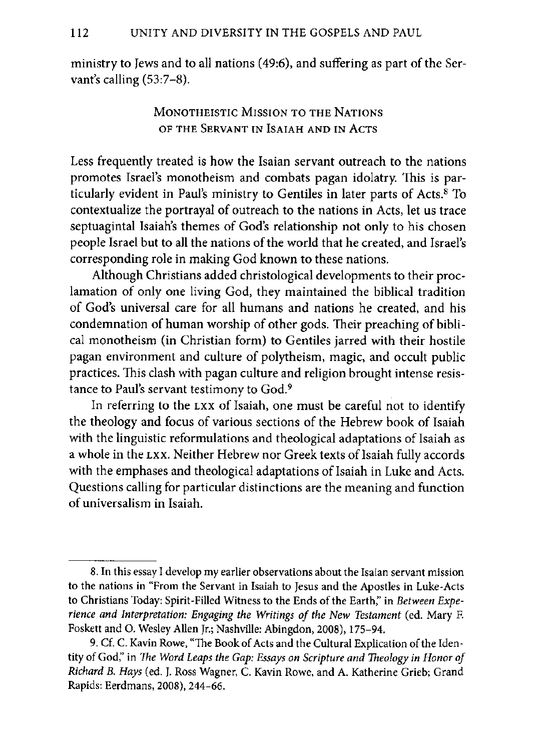ministry to Jews and to all nations (49:6), and suffering as part of the Servant's calling (53:7–8).

## Monotheistic Mission to the Nations of the Servant in Isaiah and in Acts

Less frequently treated is how the Isaian servant outreach to the nations promotes Israel's monotheism and combats pagan idolatry. This is particularly evident in Paul's ministry to Gentiles in later parts of Acts.[8] To contextualize the portrayal of outreach to the nations in Acts, let us trace septuagintal Isaiah's themes of God's relationship not only to his chosen people Israel but to all the nations of the world that he created, and Israel's corresponding role in making God known to these nations.

Although Christians added christological developments to their proclamation of only one living God, they maintained the biblical tradition of God's universal care for all humans and nations he created, and his condemnation of human worship of other gods. Their preaching of biblical monotheism (in Christian form) to Gentiles jarred with their hostile pagan environment and culture of polytheism, magic, and occult public practices. This clash with pagan culture and religion brought intense resistance to Paul's servant testimony to God.[9]

In referring to the LXX of Isaiah, one must be careful not to identify the theology and focus of various sections of the Hebrew book of Isaiah with the linguistic reformulations and theological adaptations of Isaiah as a whole in the LXX. Neither Hebrew nor Greek texts of Isaiah fully accords with the emphases and theological adaptations of Isaiah in Luke and Acts. Questions calling for particular distinctions are the meaning and function of universalism in Isaiah.

---

8. In this essay I develop my earlier observations about the Isaian servant mission to the nations in "From the Servant in Isaiah to Jesus and the Apostles in Luke-Acts to Christians Today: Spirit-Filled Witness to the Ends of the Earth," in *Between Experience and Interpretation: Engaging the Writings of the New Testament* (ed. Mary F. Foskett and O. Wesley Allen Jr.; Nashville: Abingdon, 2008), 175–94.

9. Cf. C. Kavin Rowe, "The Book of Acts and the Cultural Explication of the Identity of God," in *The Word Leaps the Gap: Essays on Scripture and Theology in Honor of Richard B. Hays* (ed. J. Ross Wagner, C. Kavin Rowe, and A. Katherine Grieb; Grand Rapids: Eerdmans, 2008), 244–66.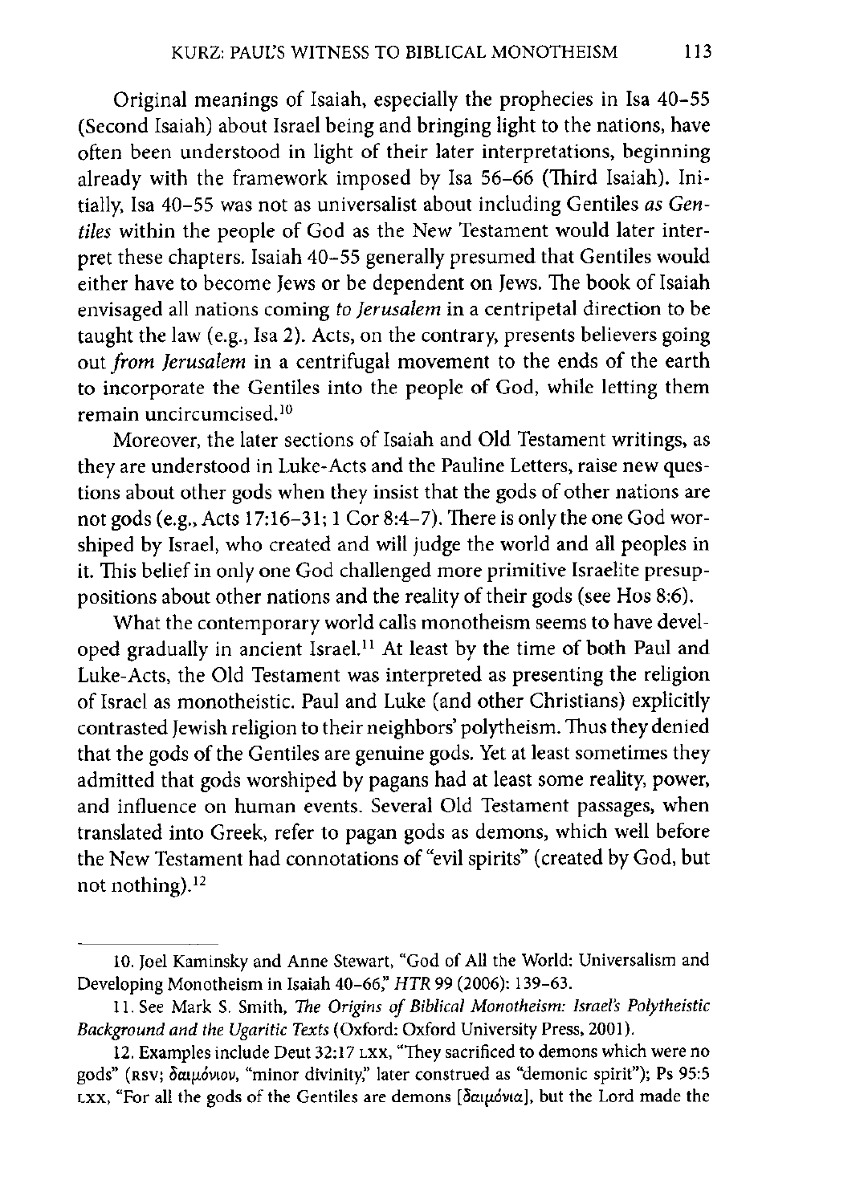Original meanings of Isaiah, especially the prophecies in Isa 40–55 (Second Isaiah) about Israel being and bringing light to the nations, have often been understood in light of their later interpretations, beginning already with the framework imposed by Isa 56–66 (Third Isaiah). Initially, Isa 40–55 was not as universalist about including Gentiles *as Gentiles* within the people of God as the New Testament would later interpret these chapters. Isaiah 40–55 generally presumed that Gentiles would either have to become Jews or be dependent on Jews. The book of Isaiah envisaged all nations coming *to Jerusalem* in a centripetal direction to be taught the law (e.g., Isa 2). Acts, on the contrary, presents believers going out *from Jerusalem* in a centrifugal movement to the ends of the earth to incorporate the Gentiles into the people of God, while letting them remain uncircumcised.[10]

Moreover, the later sections of Isaiah and Old Testament writings, as they are understood in Luke-Acts and the Pauline Letters, raise new questions about other gods when they insist that the gods of other nations are not gods (e.g., Acts 17:16–31; 1 Cor 8:4–7). There is only the one God worshiped by Israel, who created and will judge the world and all peoples in it. This belief in only one God challenged more primitive Israelite presuppositions about other nations and the reality of their gods (see Hos 8:6).

What the contemporary world calls monotheism seems to have developed gradually in ancient Israel.[11] At least by the time of both Paul and Luke-Acts, the Old Testament was interpreted as presenting the religion of Israel as monotheistic. Paul and Luke (and other Christians) explicitly contrasted Jewish religion to their neighbors' polytheism. Thus they denied that the gods of the Gentiles are genuine gods. Yet at least sometimes they admitted that gods worshiped by pagans had at least some reality, power, and influence on human events. Several Old Testament passages, when translated into Greek, refer to pagan gods as demons, which well before the New Testament had connotations of "evil spirits" (created by God, but not nothing).[12]

---

10. Joel Kaminsky and Anne Stewart, "God of All the World: Universalism and Developing Monotheism in Isaiah 40–66," *HTR* 99 (2006): 139–63.

11. See Mark S. Smith, *The Origins of Biblical Monotheism: Israel's Polytheistic Background and the Ugaritic Texts* (Oxford: Oxford University Press, 2001).

12. Examples include Deut 32:17 LXX, "They sacrificed to demons which were no gods" (RSV; δαιμόνιον, "minor divinity," later construed as "demonic spirit"); Ps 95:5 LXX, "For all the gods of the Gentiles are demons [δαιμόνια], but the Lord made the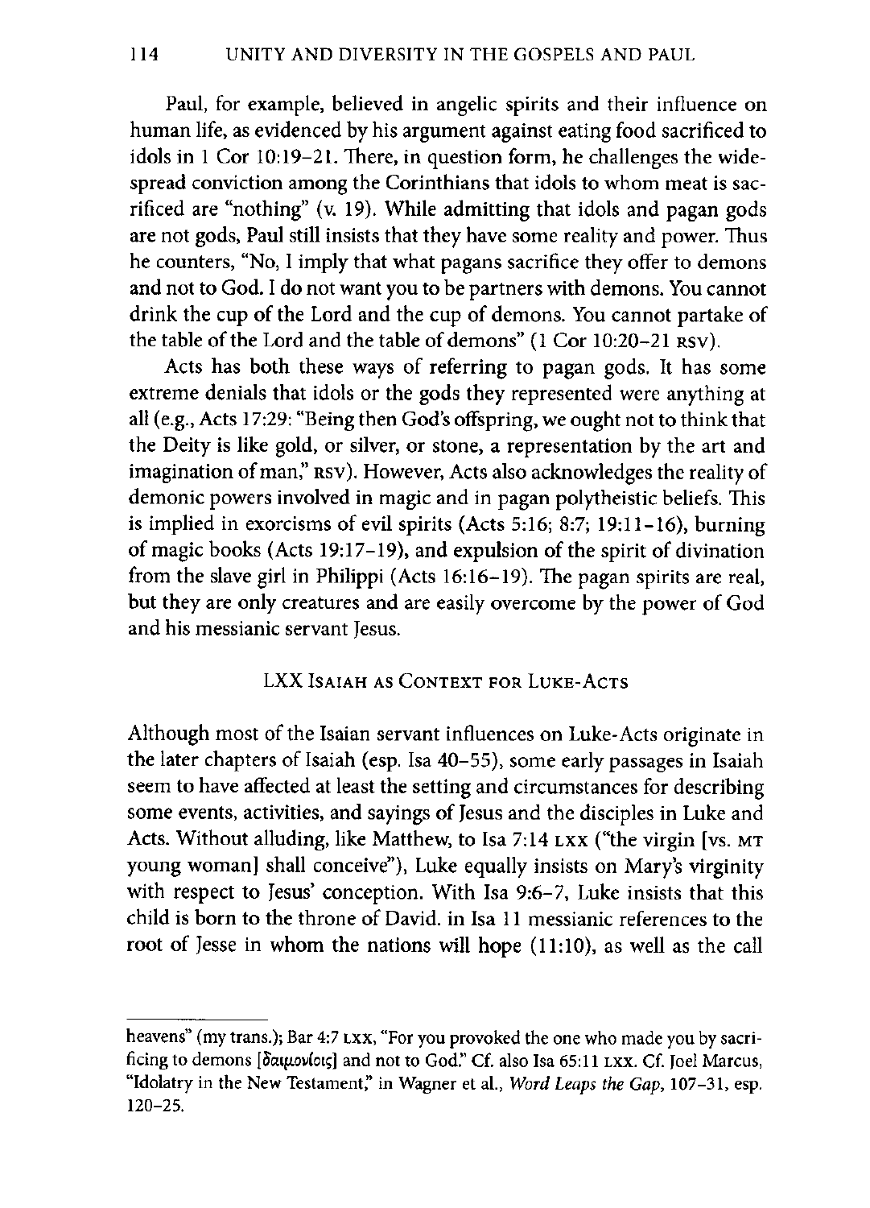Paul, for example, believed in angelic spirits and their influence on human life, as evidenced by his argument against eating food sacrificed to idols in 1 Cor 10:19–21. There, in question form, he challenges the widespread conviction among the Corinthians that idols to whom meat is sacrificed are "nothing" (v. 19). While admitting that idols and pagan gods are not gods, Paul still insists that they have some reality and power. Thus he counters, "No, I imply that what pagans sacrifice they offer to demons and not to God. I do not want you to be partners with demons. You cannot drink the cup of the Lord and the cup of demons. You cannot partake of the table of the Lord and the table of demons" (1 Cor 10:20–21 RSV).

Acts has both these ways of referring to pagan gods. It has some extreme denials that idols or the gods they represented were anything at all (e.g., Acts 17:29: "Being then God's offspring, we ought not to think that the Deity is like gold, or silver, or stone, a representation by the art and imagination of man," RSV). However, Acts also acknowledges the reality of demonic powers involved in magic and in pagan polytheistic beliefs. This is implied in exorcisms of evil spirits (Acts 5:16; 8:7; 19:11–16), burning of magic books (Acts 19:17–19), and expulsion of the spirit of divination from the slave girl in Philippi (Acts 16:16–19). The pagan spirits are real, but they are only creatures and are easily overcome by the power of God and his messianic servant Jesus.

## LXX Isaiah as Context for Luke-Acts

Although most of the Isaian servant influences on Luke-Acts originate in the later chapters of Isaiah (esp. Isa 40–55), some early passages in Isaiah seem to have affected at least the setting and circumstances for describing some events, activities, and sayings of Jesus and the disciples in Luke and Acts. Without alluding, like Matthew, to Isa 7:14 LXX ("the virgin [vs. MT young woman] shall conceive"), Luke equally insists on Mary's virginity with respect to Jesus' conception. With Isa 9:6–7, Luke insists that this child is born to the throne of David. in Isa 11 messianic references to the root of Jesse in whom the nations will hope (11:10), as well as the call

---

heavens" (my trans.); Bar 4:7 LXX, "For you provoked the one who made you by sacrificing to demons [δαιμονίοις] and not to God." Cf. also Isa 65:11 LXX. Cf. Joel Marcus, "Idolatry in the New Testament," in Wagner et al., *Word Leaps the Gap*, 107–31, esp. 120–25.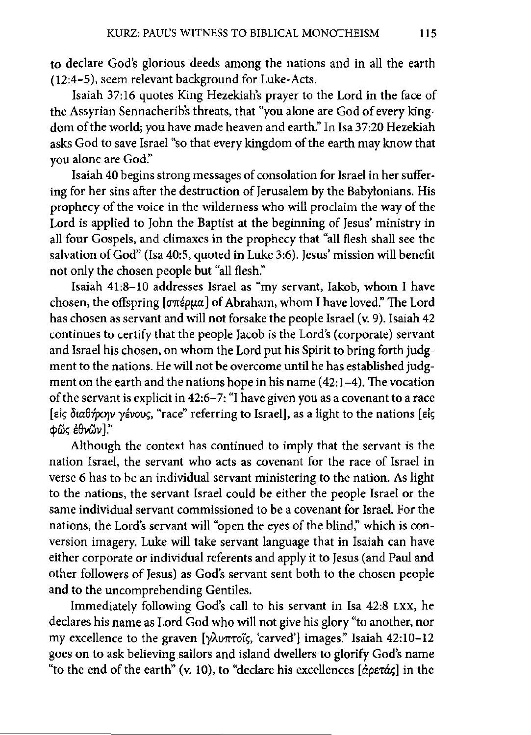to declare God's glorious deeds among the nations and in all the earth (12:4–5), seem relevant background for Luke-Acts.

Isaiah 37:16 quotes King Hezekiah's prayer to the Lord in the face of the Assyrian Sennacherib's threats, that "you alone are God of every kingdom of the world; you have made heaven and earth." In Isa 37:20 Hezekiah asks God to save Israel "so that every kingdom of the earth may know that you alone are God."

Isaiah 40 begins strong messages of consolation for Israel in her suffering for her sins after the destruction of Jerusalem by the Babylonians. His prophecy of the voice in the wilderness who will proclaim the way of the Lord is applied to John the Baptist at the beginning of Jesus' ministry in all four Gospels, and climaxes in the prophecy that "all flesh shall see the salvation of God" (Isa 40:5, quoted in Luke 3:6). Jesus' mission will benefit not only the chosen people but "all flesh."

Isaiah 41:8–10 addresses Israel as "my servant, Iakob, whom I have chosen, the offspring [σπέρμα] of Abraham, whom I have loved." The Lord has chosen as servant and will not forsake the people Israel (v. 9). Isaiah 42 continues to certify that the people Jacob is the Lord's (corporate) servant and Israel his chosen, on whom the Lord put his Spirit to bring forth judgment to the nations. He will not be overcome until he has established judgment on the earth and the nations hope in his name (42:1–4). The vocation of the servant is explicit in 42:6–7: "I have given you as a covenant to a race [εἰς διαθήκην γένους, "race" referring to Israel], as a light to the nations [εἰς φῶς ἐθνῶν]."

Although the context has continued to imply that the servant is the nation Israel, the servant who acts as covenant for the race of Israel in verse 6 has to be an individual servant ministering to the nation. As light to the nations, the servant Israel could be either the people Israel or the same individual servant commissioned to be a covenant for Israel. For the nations, the Lord's servant will "open the eyes of the blind," which is conversion imagery. Luke will take servant language that in Isaiah can have either corporate or individual referents and apply it to Jesus (and Paul and other followers of Jesus) as God's servant sent both to the chosen people and to the uncomprehending Gentiles.

Immediately following God's call to his servant in Isa 42:8 LXX, he declares his name as Lord God who will not give his glory "to another, nor my excellence to the graven [γλυπτοῖς, 'carved'] images." Isaiah 42:10–12 goes on to ask believing sailors and island dwellers to glorify God's name "to the end of the earth" (v. 10), to "declare his excellences [ἀρετάς] in the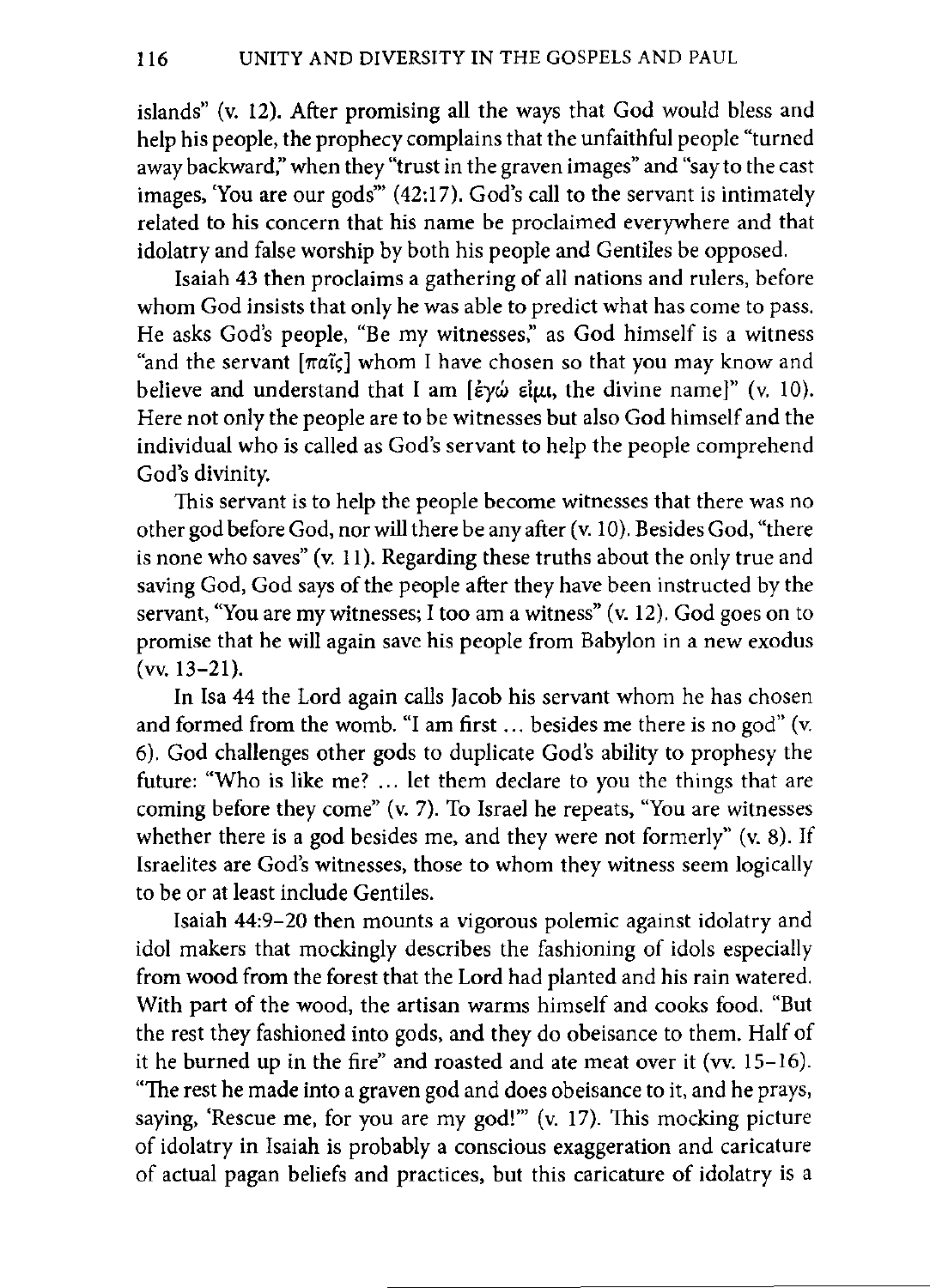islands" (v. 12). After promising all the ways that God would bless and help his people, the prophecy complains that the unfaithful people "turned away backward," when they "trust in the graven images" and "say to the cast images, 'You are our gods'" (42:17). God's call to the servant is intimately related to his concern that his name be proclaimed everywhere and that idolatry and false worship by both his people and Gentiles be opposed.

Isaiah 43 then proclaims a gathering of all nations and rulers, before whom God insists that only he was able to predict what has come to pass. He asks God's people, "Be my witnesses," as God himself is a witness "and the servant [παῖς] whom I have chosen so that you may know and believe and understand that I am [ἐγώ εἰμι, the divine name]" (v. 10). Here not only the people are to be witnesses but also God himself and the individual who is called as God's servant to help the people comprehend God's divinity.

This servant is to help the people become witnesses that there was no other god before God, nor will there be any after (v. 10). Besides God, "there is none who saves" (v. 11). Regarding these truths about the only true and saving God, God says of the people after they have been instructed by the servant, "You are my witnesses; I too am a witness" (v. 12). God goes on to promise that he will again save his people from Babylon in a new exodus (vv. 13–21).

In Isa 44 the Lord again calls Jacob his servant whom he has chosen and formed from the womb. "I am first ... besides me there is no god" (v. 6). God challenges other gods to duplicate God's ability to prophesy the future: "Who is like me? ... let them declare to you the things that are coming before they come" (v. 7). To Israel he repeats, "You are witnesses whether there is a god besides me, and they were not formerly" (v. 8). If Israelites are God's witnesses, those to whom they witness seem logically to be or at least include Gentiles.

Isaiah 44:9–20 then mounts a vigorous polemic against idolatry and idol makers that mockingly describes the fashioning of idols especially from wood from the forest that the Lord had planted and his rain watered. With part of the wood, the artisan warms himself and cooks food. "But the rest they fashioned into gods, and they do obeisance to them. Half of it he burned up in the fire" and roasted and ate meat over it (vv. 15–16). "The rest he made into a graven god and does obeisance to it, and he prays, saying, 'Rescue me, for you are my god!'" (v. 17). This mocking picture of idolatry in Isaiah is probably a conscious exaggeration and caricature of actual pagan beliefs and practices, but this caricature of idolatry is a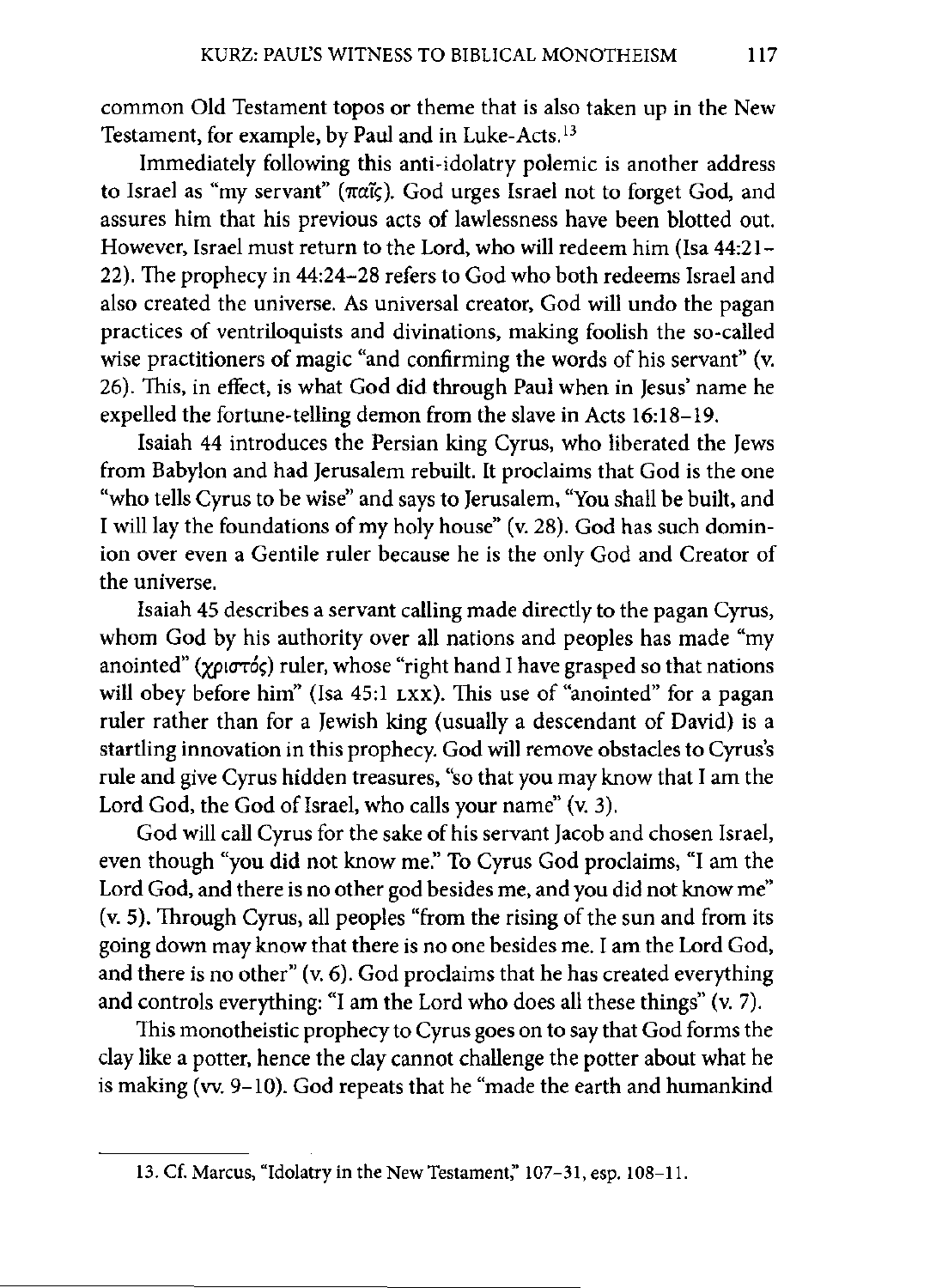common Old Testament topos or theme that is also taken up in the New Testament, for example, by Paul and in Luke-Acts.[13]

Immediately following this anti-idolatry polemic is another address to Israel as "my servant" (παῖς). God urges Israel not to forget God, and assures him that his previous acts of lawlessness have been blotted out. However, Israel must return to the Lord, who will redeem him (Isa 44:21–22). The prophecy in 44:24–28 refers to God who both redeems Israel and also created the universe. As universal creator, God will undo the pagan practices of ventriloquists and divinations, making foolish the so-called wise practitioners of magic "and confirming the words of his servant" (v. 26). This, in effect, is what God did through Paul when in Jesus' name he expelled the fortune-telling demon from the slave in Acts 16:18–19.

Isaiah 44 introduces the Persian king Cyrus, who liberated the Jews from Babylon and had Jerusalem rebuilt. It proclaims that God is the one "who tells Cyrus to be wise" and says to Jerusalem, "You shall be built, and I will lay the foundations of my holy house" (v. 28). God has such dominion over even a Gentile ruler because he is the only God and Creator of the universe.

Isaiah 45 describes a servant calling made directly to the pagan Cyrus, whom God by his authority over all nations and peoples has made "my anointed" (χριστός) ruler, whose "right hand I have grasped so that nations will obey before him" (Isa 45:1 LXX). This use of "anointed" for a pagan ruler rather than for a Jewish king (usually a descendant of David) is a startling innovation in this prophecy. God will remove obstacles to Cyrus's rule and give Cyrus hidden treasures, "so that you may know that I am the Lord God, the God of Israel, who calls your name" (v. 3).

God will call Cyrus for the sake of his servant Jacob and chosen Israel, even though "you did not know me." To Cyrus God proclaims, "I am the Lord God, and there is no other god besides me, and you did not know me" (v. 5). Through Cyrus, all peoples "from the rising of the sun and from its going down may know that there is no one besides me. I am the Lord God, and there is no other" (v. 6). God proclaims that he has created everything and controls everything: "I am the Lord who does all these things" (v. 7).

This monotheistic prophecy to Cyrus goes on to say that God forms the clay like a potter, hence the clay cannot challenge the potter about what he is making (vv. 9–10). God repeats that he "made the earth and humankind

---

13. Cf. Marcus, "Idolatry in the New Testament," 107–31, esp. 108–11.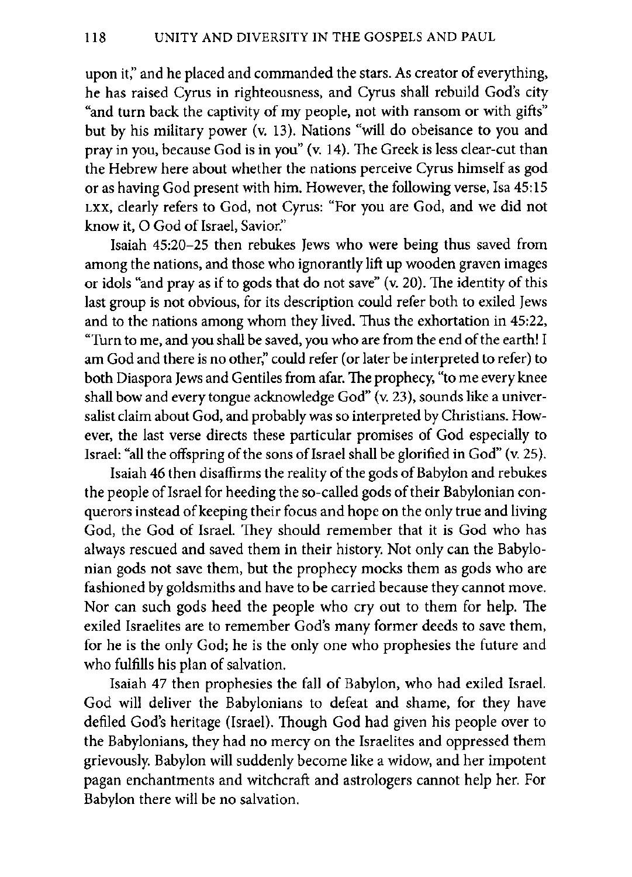upon it," and he placed and commanded the stars. As creator of everything, he has raised Cyrus in righteousness, and Cyrus shall rebuild God's city "and turn back the captivity of my people, not with ransom or with gifts" but by his military power (v. 13). Nations "will do obeisance to you and pray in you, because God is in you" (v. 14). The Greek is less clear-cut than the Hebrew here about whether the nations perceive Cyrus himself as god or as having God present with him. However, the following verse, Isa 45:15 LXX, clearly refers to God, not Cyrus: "For you are God, and we did not know it, O God of Israel, Savior."

Isaiah 45:20–25 then rebukes Jews who were being thus saved from among the nations, and those who ignorantly lift up wooden graven images or idols "and pray as if to gods that do not save" (v. 20). The identity of this last group is not obvious, for its description could refer both to exiled Jews and to the nations among whom they lived. Thus the exhortation in 45:22, "Turn to me, and you shall be saved, you who are from the end of the earth! I am God and there is no other," could refer (or later be interpreted to refer) to both Diaspora Jews and Gentiles from afar. The prophecy, "to me every knee shall bow and every tongue acknowledge God" (v. 23), sounds like a universalist claim about God, and probably was so interpreted by Christians. However, the last verse directs these particular promises of God especially to Israel: "all the offspring of the sons of Israel shall be glorified in God" (v. 25).

Isaiah 46 then disaffirms the reality of the gods of Babylon and rebukes the people of Israel for heeding the so-called gods of their Babylonian conquerors instead of keeping their focus and hope on the only true and living God, the God of Israel. They should remember that it is God who has always rescued and saved them in their history. Not only can the Babylonian gods not save them, but the prophecy mocks them as gods who are fashioned by goldsmiths and have to be carried because they cannot move. Nor can such gods heed the people who cry out to them for help. The exiled Israelites are to remember God's many former deeds to save them, for he is the only God; he is the only one who prophesies the future and who fulfills his plan of salvation.

Isaiah 47 then prophesies the fall of Babylon, who had exiled Israel. God will deliver the Babylonians to defeat and shame, for they have defiled God's heritage (Israel). Though God had given his people over to the Babylonians, they had no mercy on the Israelites and oppressed them grievously. Babylon will suddenly become like a widow, and her impotent pagan enchantments and witchcraft and astrologers cannot help her. For Babylon there will be no salvation.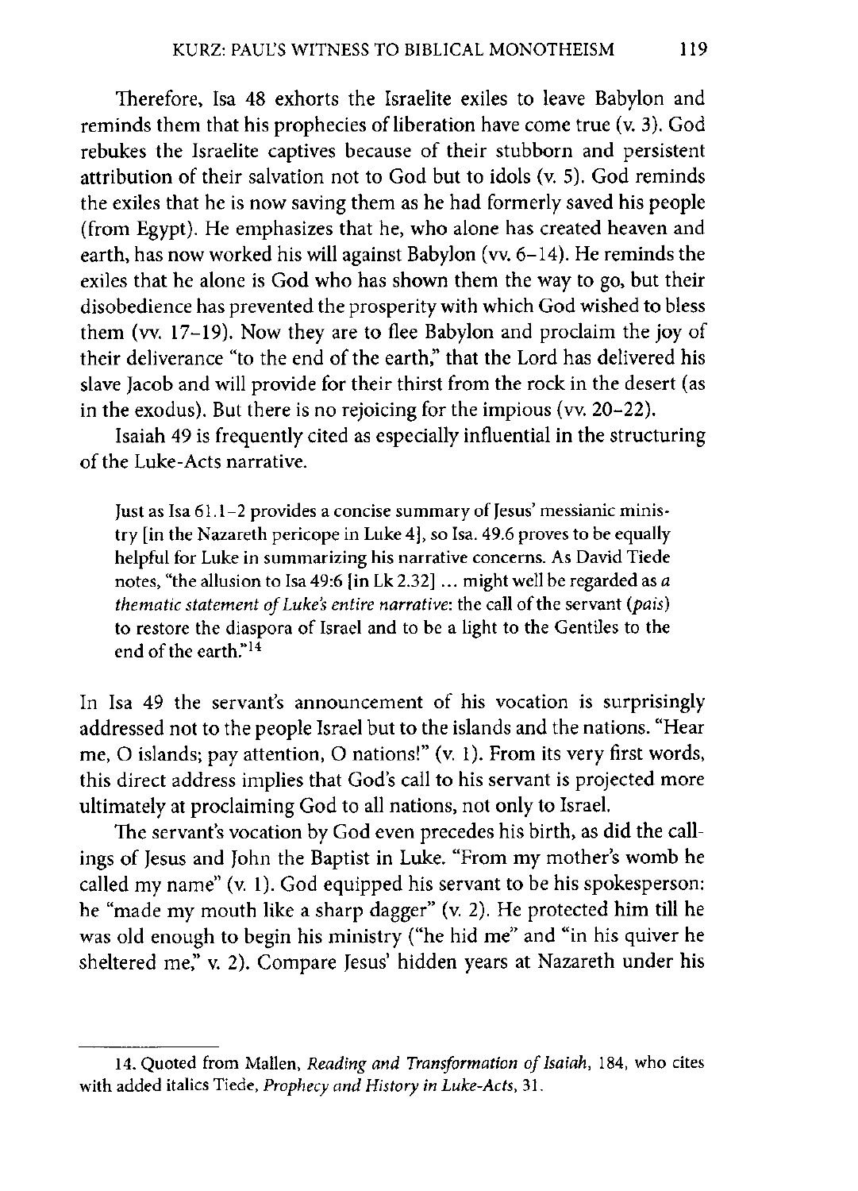Therefore, Isa 48 exhorts the Israelite exiles to leave Babylon and reminds them that his prophecies of liberation have come true (v. 3). God rebukes the Israelite captives because of their stubborn and persistent attribution of their salvation not to God but to idols (v. 5). God reminds the exiles that he is now saving them as he had formerly saved his people (from Egypt). He emphasizes that he, who alone has created heaven and earth, has now worked his will against Babylon (vv. 6–14). He reminds the exiles that he alone is God who has shown them the way to go, but their disobedience has prevented the prosperity with which God wished to bless them (vv. 17–19). Now they are to flee Babylon and proclaim the joy of their deliverance "to the end of the earth," that the Lord has delivered his slave Jacob and will provide for their thirst from the rock in the desert (as in the exodus). But there is no rejoicing for the impious (vv. 20–22).

Isaiah 49 is frequently cited as especially influential in the structuring of the Luke-Acts narrative.

> Just as Isa 61.1–2 provides a concise summary of Jesus' messianic ministry [in the Nazareth pericope in Luke 4], so Isa. 49.6 proves to be equally helpful for Luke in summarizing his narrative concerns. As David Tiede notes, "the allusion to Isa 49:6 [in Lk 2.32] ... might well be regarded as *a thematic statement of Luke's entire narrative*: the call of the servant (*pais*) to restore the diaspora of Israel and to be a light to the Gentiles to the end of the earth."[14]

In Isa 49 the servant's announcement of his vocation is surprisingly addressed not to the people Israel but to the islands and the nations. "Hear me, O islands; pay attention, O nations!" (v. 1). From its very first words, this direct address implies that God's call to his servant is projected more ultimately at proclaiming God to all nations, not only to Israel.

The servant's vocation by God even precedes his birth, as did the callings of Jesus and John the Baptist in Luke. "From my mother's womb he called my name" (v. 1). God equipped his servant to be his spokesperson: he "made my mouth like a sharp dagger" (v. 2). He protected him till he was old enough to begin his ministry ("he hid me" and "in his quiver he sheltered me," v. 2). Compare Jesus' hidden years at Nazareth under his

---

14. Quoted from Mallen, *Reading and Transformation of Isaiah*, 184, who cites with added italics Tiede, *Prophecy and History in Luke-Acts*, 31.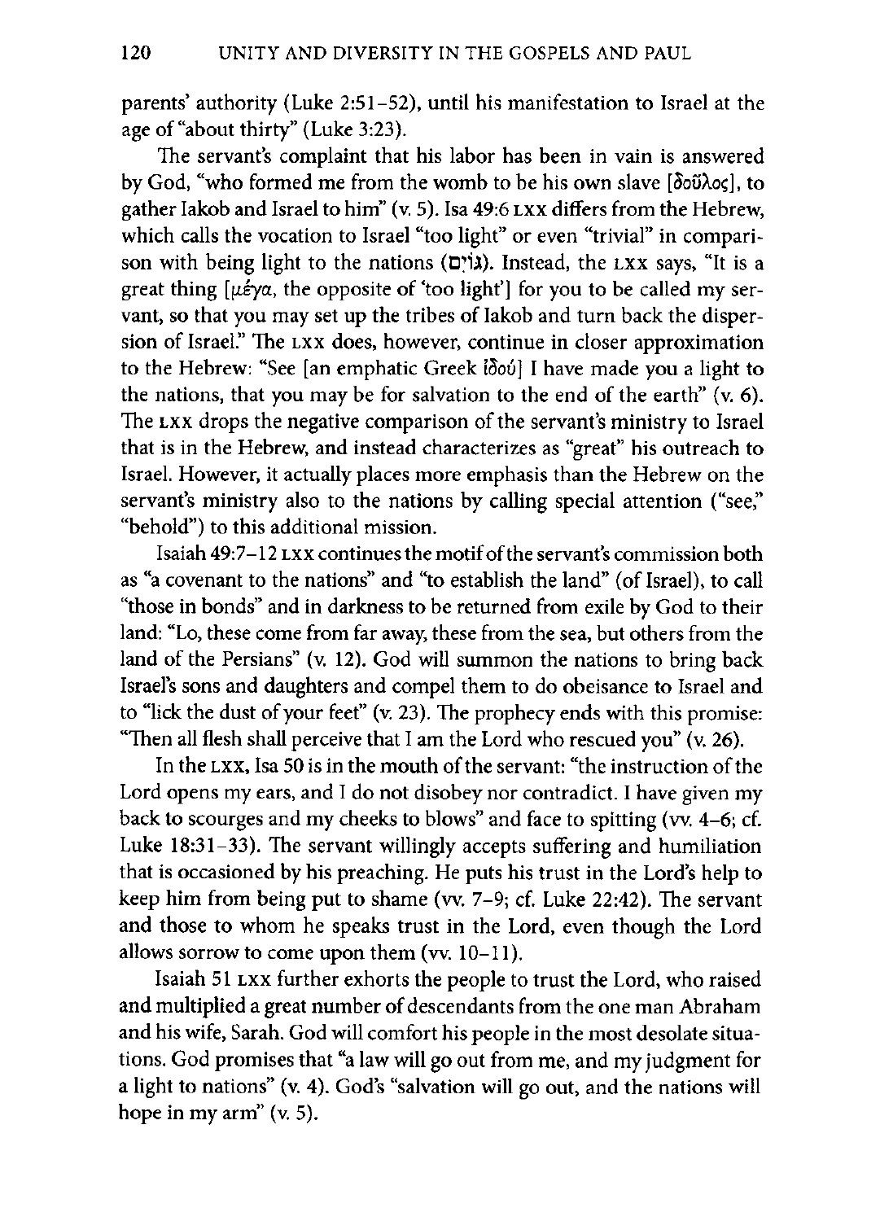parents' authority (Luke 2:51–52), until his manifestation to Israel at the age of "about thirty" (Luke 3:23).

The servant's complaint that his labor has been in vain is answered by God, "who formed me from the womb to be his own slave [δοῦλος], to gather Iakob and Israel to him" (v. 5). Isa 49:6 LXX differs from the Hebrew, which calls the vocation to Israel "too light" or even "trivial" in comparison with being light to the nations (גוים). Instead, the LXX says, "It is a great thing [μέγα, the opposite of 'too light'] for you to be called my servant, so that you may set up the tribes of Iakob and turn back the dispersion of Israel." The LXX does, however, continue in closer approximation to the Hebrew: "See [an emphatic Greek ἰδού] I have made you a light to the nations, that you may be for salvation to the end of the earth" (v. 6). The LXX drops the negative comparison of the servant's ministry to Israel that is in the Hebrew, and instead characterizes as "great" his outreach to Israel. However, it actually places more emphasis than the Hebrew on the servant's ministry also to the nations by calling special attention ("see," "behold") to this additional mission.

Isaiah 49:7–12 LXX continues the motif of the servant's commission both as "a covenant to the nations" and "to establish the land" (of Israel), to call "those in bonds" and in darkness to be returned from exile by God to their land: "Lo, these come from far away, these from the sea, but others from the land of the Persians" (v. 12). God will summon the nations to bring back Israel's sons and daughters and compel them to do obeisance to Israel and to "lick the dust of your feet" (v. 23). The prophecy ends with this promise: "Then all flesh shall perceive that I am the Lord who rescued you" (v. 26).

In the LXX, Isa 50 is in the mouth of the servant: "the instruction of the Lord opens my ears, and I do not disobey nor contradict. I have given my back to scourges and my cheeks to blows" and face to spitting (vv. 4–6; cf. Luke 18:31–33). The servant willingly accepts suffering and humiliation that is occasioned by his preaching. He puts his trust in the Lord's help to keep him from being put to shame (vv. 7–9; cf. Luke 22:42). The servant and those to whom he speaks trust in the Lord, even though the Lord allows sorrow to come upon them (vv. 10–11).

Isaiah 51 LXX further exhorts the people to trust the Lord, who raised and multiplied a great number of descendants from the one man Abraham and his wife, Sarah. God will comfort his people in the most desolate situations. God promises that "a law will go out from me, and my judgment for a light to nations" (v. 4). God's "salvation will go out, and the nations will hope in my arm" (v. 5).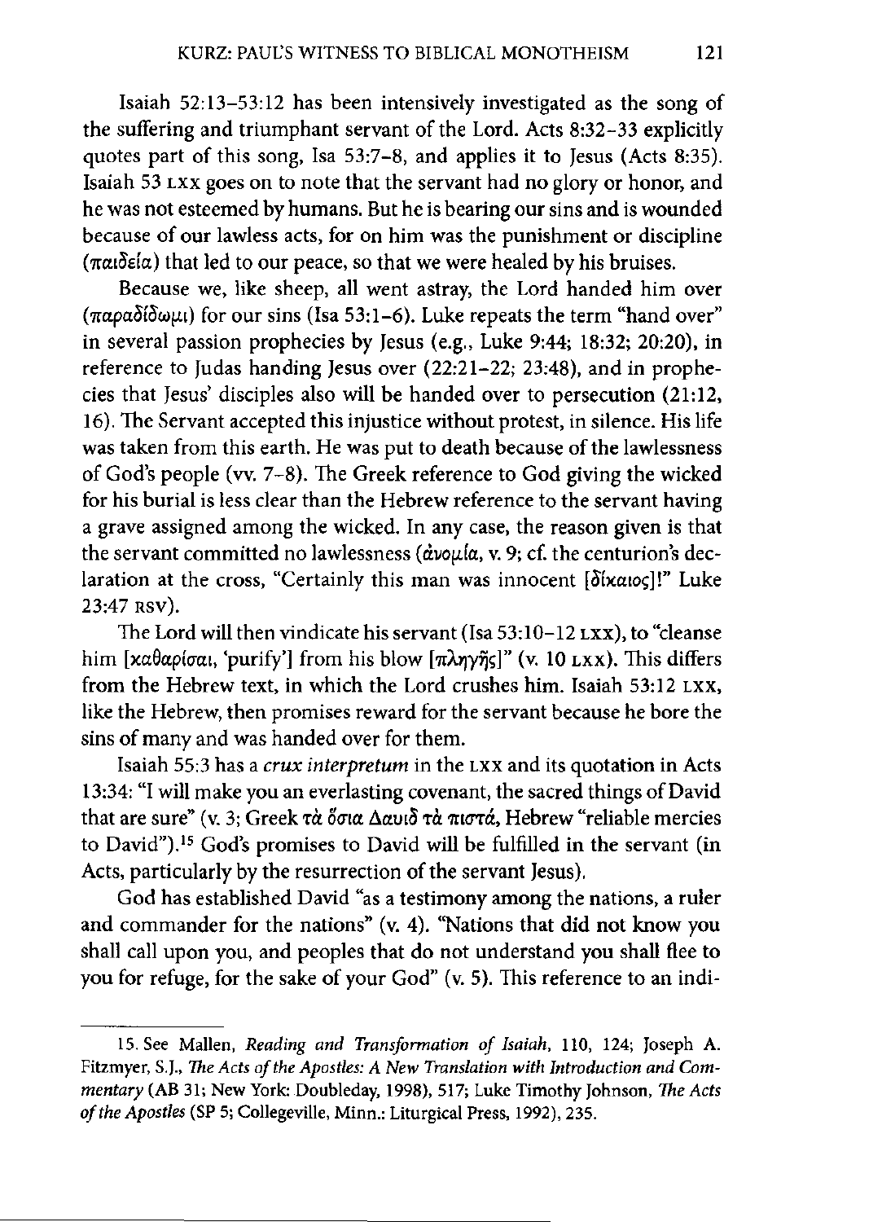Isaiah 52:13–53:12 has been intensively investigated as the song of the suffering and triumphant servant of the Lord. Acts 8:32–33 explicitly quotes part of this song, Isa 53:7–8, and applies it to Jesus (Acts 8:35). Isaiah 53 LXX goes on to note that the servant had no glory or honor, and he was not esteemed by humans. But he is bearing our sins and is wounded because of our lawless acts, for on him was the punishment or discipline (παιδεία) that led to our peace, so that we were healed by his bruises.

Because we, like sheep, all went astray, the Lord handed him over (παραδίδωμι) for our sins (Isa 53:1–6). Luke repeats the term "hand over" in several passion prophecies by Jesus (e.g., Luke 9:44; 18:32; 20:20), in reference to Judas handing Jesus over (22:21–22; 23:48), and in prophecies that Jesus' disciples also will be handed over to persecution (21:12, 16). The Servant accepted this injustice without protest, in silence. His life was taken from this earth. He was put to death because of the lawlessness of God's people (vv. 7–8). The Greek reference to God giving the wicked for his burial is less clear than the Hebrew reference to the servant having a grave assigned among the wicked. In any case, the reason given is that the servant committed no lawlessness (ἀνομία, v. 9; cf. the centurion's declaration at the cross, "Certainly this man was innocent [δίκαιος]!" Luke 23:47 RSV).

The Lord will then vindicate his servant (Isa 53:10–12 LXX), to "cleanse him [καθαρίσαι, 'purify'] from his blow [πληγῆς]" (v. 10 LXX). This differs from the Hebrew text, in which the Lord crushes him. Isaiah 53:12 LXX, like the Hebrew, then promises reward for the servant because he bore the sins of many and was handed over for them.

Isaiah 55:3 has a *crux interpretum* in the LXX and its quotation in Acts 13:34: "I will make you an everlasting covenant, the sacred things of David that are sure" (v. 3; Greek τὰ ὅσια Δαυιδ τὰ πιστά, Hebrew "reliable mercies to David").[15] God's promises to David will be fulfilled in the servant (in Acts, particularly by the resurrection of the servant Jesus).

God has established David "as a testimony among the nations, a ruler and commander for the nations" (v. 4). "Nations that did not know you shall call upon you, and peoples that do not understand you shall flee to you for refuge, for the sake of your God" (v. 5). This reference to an indi-

---

15. See Mallen, *Reading and Transformation of Isaiah*, 110, 124; Joseph A. Fitzmyer, S.J., *The Acts of the Apostles: A New Translation with Introduction and Commentary* (AB 31; New York: Doubleday, 1998), 517; Luke Timothy Johnson, *The Acts of the Apostles* (SP 5; Collegeville, Minn.: Liturgical Press, 1992), 235.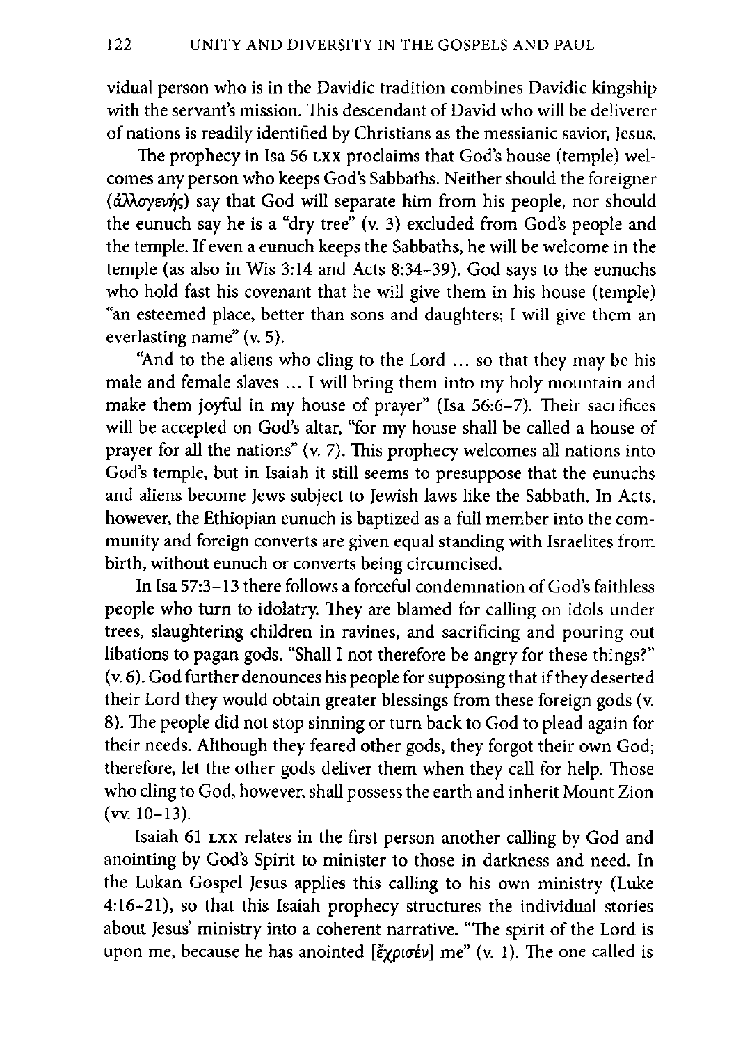vidual person who is in the Davidic tradition combines Davidic kingship with the servant's mission. This descendant of David who will be deliverer of nations is readily identified by Christians as the messianic savior, Jesus.

The prophecy in Isa 56 LXX proclaims that God's house (temple) welcomes any person who keeps God's Sabbaths. Neither should the foreigner (ἀλλογενής) say that God will separate him from his people, nor should the eunuch say he is a "dry tree" (v. 3) excluded from God's people and the temple. If even a eunuch keeps the Sabbaths, he will be welcome in the temple (as also in Wis 3:14 and Acts 8:34–39). God says to the eunuchs who hold fast his covenant that he will give them in his house (temple) "an esteemed place, better than sons and daughters; I will give them an everlasting name" (v. 5).

"And to the aliens who cling to the Lord ... so that they may be his male and female slaves ... I will bring them into my holy mountain and make them joyful in my house of prayer" (Isa 56:6–7). Their sacrifices will be accepted on God's altar, "for my house shall be called a house of prayer for all the nations" (v. 7). This prophecy welcomes all nations into God's temple, but in Isaiah it still seems to presuppose that the eunuchs and aliens become Jews subject to Jewish laws like the Sabbath. In Acts, however, the Ethiopian eunuch is baptized as a full member into the community and foreign converts are given equal standing with Israelites from birth, without eunuch or converts being circumcised.

In Isa 57:3–13 there follows a forceful condemnation of God's faithless people who turn to idolatry. They are blamed for calling on idols under trees, slaughtering children in ravines, and sacrificing and pouring out libations to pagan gods. "Shall I not therefore be angry for these things?" (v. 6). God further denounces his people for supposing that if they deserted their Lord they would obtain greater blessings from these foreign gods (v. 8). The people did not stop sinning or turn back to God to plead again for their needs. Although they feared other gods, they forgot their own God; therefore, let the other gods deliver them when they call for help. Those who cling to God, however, shall possess the earth and inherit Mount Zion (vv. 10–13).

Isaiah 61 LXX relates in the first person another calling by God and anointing by God's Spirit to minister to those in darkness and need. In the Lukan Gospel Jesus applies this calling to his own ministry (Luke 4:16–21), so that this Isaiah prophecy structures the individual stories about Jesus' ministry into a coherent narrative. "The spirit of the Lord is upon me, because he has anointed [ἔχρισέν] me" (v. 1). The one called is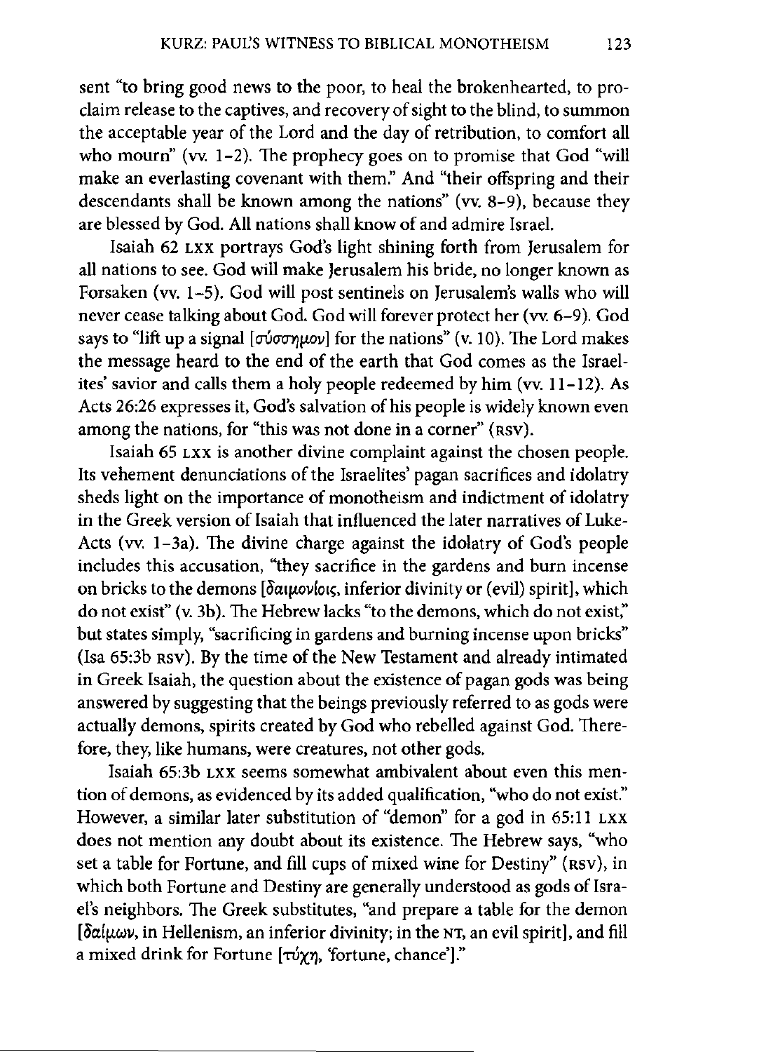sent "to bring good news to the poor, to heal the brokenhearted, to proclaim release to the captives, and recovery of sight to the blind, to summon the acceptable year of the Lord and the day of retribution, to comfort all who mourn" (vv. 1–2). The prophecy goes on to promise that God "will make an everlasting covenant with them." And "their offspring and their descendants shall be known among the nations" (vv. 8–9), because they are blessed by God. All nations shall know of and admire Israel.

Isaiah 62 LXX portrays God's light shining forth from Jerusalem for all nations to see. God will make Jerusalem his bride, no longer known as Forsaken (vv. 1–5). God will post sentinels on Jerusalem's walls who will never cease talking about God. God will forever protect her (vv. 6–9). God says to "lift up a signal [σύσσημον] for the nations" (v. 10). The Lord makes the message heard to the end of the earth that God comes as the Israelites' savior and calls them a holy people redeemed by him (vv. 11–12). As Acts 26:26 expresses it, God's salvation of his people is widely known even among the nations, for "this was not done in a corner" (RSV).

Isaiah 65 LXX is another divine complaint against the chosen people. Its vehement denunciations of the Israelites' pagan sacrifices and idolatry sheds light on the importance of monotheism and indictment of idolatry in the Greek version of Isaiah that influenced the later narratives of Luke-Acts (vv. 1–3a). The divine charge against the idolatry of God's people includes this accusation, "they sacrifice in the gardens and burn incense on bricks to the demons [δαιμονίοις, inferior divinity or (evil) spirit], which do not exist" (v. 3b). The Hebrew lacks "to the demons, which do not exist," but states simply, "sacrificing in gardens and burning incense upon bricks" (Isa 65:3b RSV). By the time of the New Testament and already intimated in Greek Isaiah, the question about the existence of pagan gods was being answered by suggesting that the beings previously referred to as gods were actually demons, spirits created by God who rebelled against God. Therefore, they, like humans, were creatures, not other gods.

Isaiah 65:3b LXX seems somewhat ambivalent about even this mention of demons, as evidenced by its added qualification, "who do not exist." However, a similar later substitution of "demon" for a god in 65:11 LXX does not mention any doubt about its existence. The Hebrew says, "who set a table for Fortune, and fill cups of mixed wine for Destiny" (RSV), in which both Fortune and Destiny are generally understood as gods of Israel's neighbors. The Greek substitutes, "and prepare a table for the demon [δαίμων, in Hellenism, an inferior divinity; in the NT, an evil spirit], and fill a mixed drink for Fortune [τύχη, 'fortune, chance']."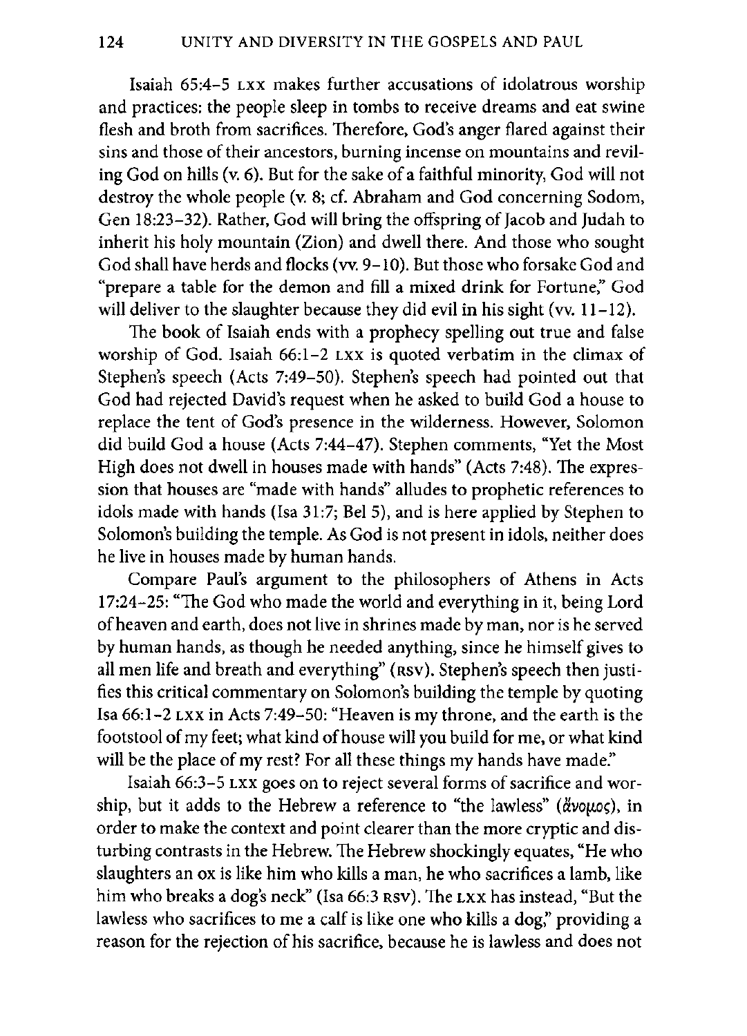Isaiah 65:4–5 LXX makes further accusations of idolatrous worship and practices: the people sleep in tombs to receive dreams and eat swine flesh and broth from sacrifices. Therefore, God's anger flared against their sins and those of their ancestors, burning incense on mountains and reviling God on hills (v. 6). But for the sake of a faithful minority, God will not destroy the whole people (v. 8; cf. Abraham and God concerning Sodom, Gen 18:23–32). Rather, God will bring the offspring of Jacob and Judah to inherit his holy mountain (Zion) and dwell there. And those who sought God shall have herds and flocks (vv. 9–10). But those who forsake God and "prepare a table for the demon and fill a mixed drink for Fortune," God will deliver to the slaughter because they did evil in his sight (vv. 11–12).

The book of Isaiah ends with a prophecy spelling out true and false worship of God. Isaiah 66:1–2 LXX is quoted verbatim in the climax of Stephen's speech (Acts 7:49–50). Stephen's speech had pointed out that God had rejected David's request when he asked to build God a house to replace the tent of God's presence in the wilderness. However, Solomon did build God a house (Acts 7:44–47). Stephen comments, "Yet the Most High does not dwell in houses made with hands" (Acts 7:48). The expression that houses are "made with hands" alludes to prophetic references to idols made with hands (Isa 31:7; Bel 5), and is here applied by Stephen to Solomon's building the temple. As God is not present in idols, neither does he live in houses made by human hands.

Compare Paul's argument to the philosophers of Athens in Acts 17:24–25: "The God who made the world and everything in it, being Lord of heaven and earth, does not live in shrines made by man, nor is he served by human hands, as though he needed anything, since he himself gives to all men life and breath and everything" (RSV). Stephen's speech then justifies this critical commentary on Solomon's building the temple by quoting Isa 66:1–2 LXX in Acts 7:49–50: "Heaven is my throne, and the earth is the footstool of my feet; what kind of house will you build for me, or what kind will be the place of my rest? For all these things my hands have made."

Isaiah 66:3–5 LXX goes on to reject several forms of sacrifice and worship, but it adds to the Hebrew a reference to "the lawless" (ἄνομος), in order to make the context and point clearer than the more cryptic and disturbing contrasts in the Hebrew. The Hebrew shockingly equates, "He who slaughters an ox is like him who kills a man, he who sacrifices a lamb, like him who breaks a dog's neck" (Isa 66:3 RSV). The LXX has instead, "But the lawless who sacrifices to me a calf is like one who kills a dog," providing a reason for the rejection of his sacrifice, because he is lawless and does not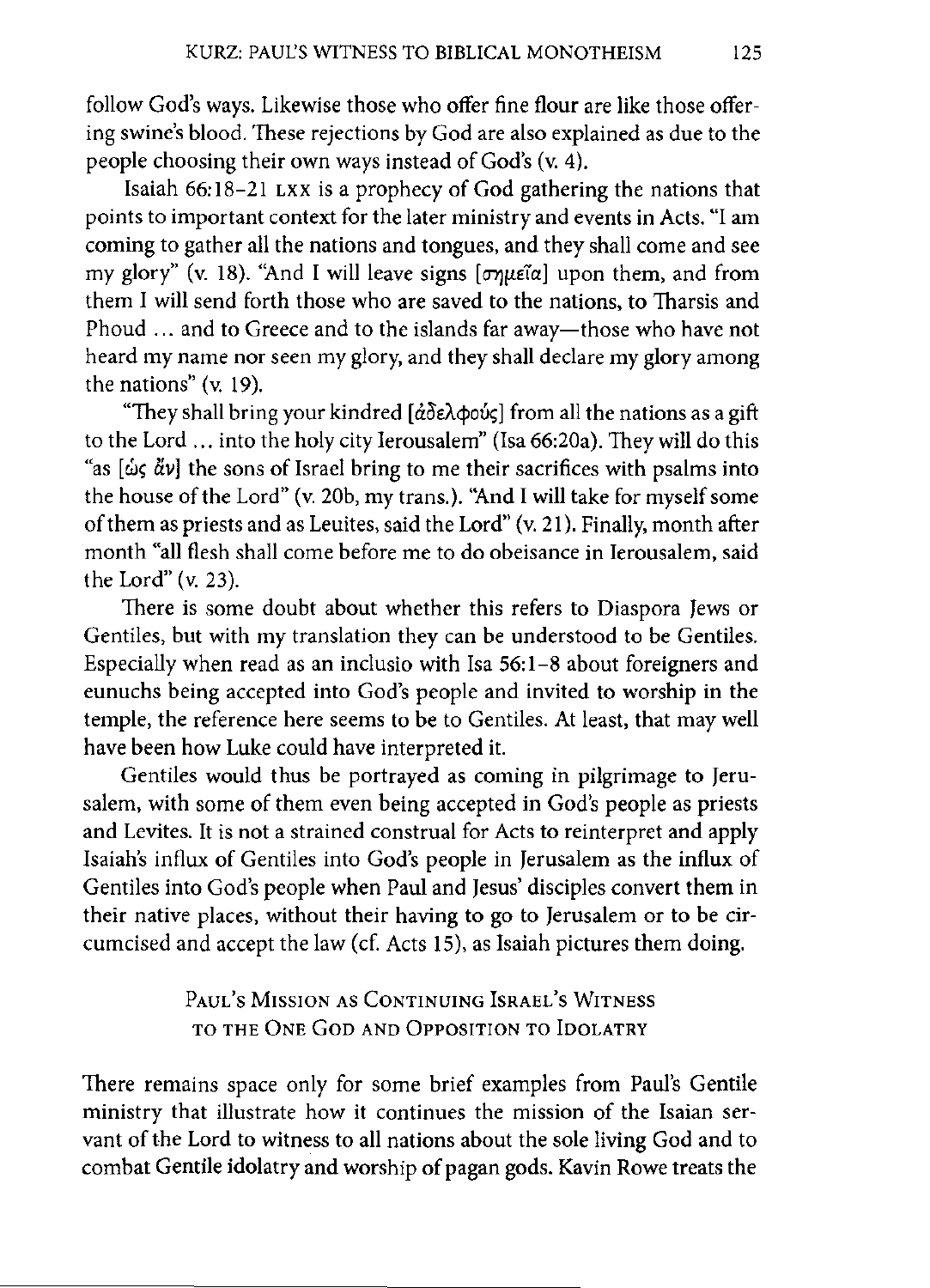follow God's ways. Likewise those who offer fine flour are like those offering swine's blood. These rejections by God are also explained as due to the people choosing their own ways instead of God's (v. 4).

Isaiah 66:18–21 LXX is a prophecy of God gathering the nations that points to important context for the later ministry and events in Acts. "I am coming to gather all the nations and tongues, and they shall come and see my glory" (v. 18). "And I will leave signs [σημεῖα] upon them, and from them I will send forth those who are saved to the nations, to Tharsis and Phoud ... and to Greece and to the islands far away—those who have not heard my name nor seen my glory, and they shall declare my glory among the nations" (v. 19).

"They shall bring your kindred [ἀδελφούς] from all the nations as a gift to the Lord ... into the holy city Ierousalem" (Isa 66:20a). They will do this "as [ὡς ἄν] the sons of Israel bring to me their sacrifices with psalms into the house of the Lord" (v. 20b, my trans.). "And I will take for myself some of them as priests and as Leuites, said the Lord" (v. 21). Finally, month after month "all flesh shall come before me to do obeisance in Ierousalem, said the Lord" (v. 23).

There is some doubt about whether this refers to Diaspora Jews or Gentiles, but with my translation they can be understood to be Gentiles. Especially when read as an inclusio with Isa 56:1–8 about foreigners and eunuchs being accepted into God's people and invited to worship in the temple, the reference here seems to be to Gentiles. At least, that may well have been how Luke could have interpreted it.

Gentiles would thus be portrayed as coming in pilgrimage to Jerusalem, with some of them even being accepted in God's people as priests and Levites. It is not a strained construal for Acts to reinterpret and apply Isaiah's influx of Gentiles into God's people in Jerusalem as the influx of Gentiles into God's people when Paul and Jesus' disciples convert them in their native places, without their having to go to Jerusalem or to be circumcised and accept the law (cf. Acts 15), as Isaiah pictures them doing.

## Paul's Mission as Continuing Israel's Witness to the One God and Opposition to Idolatry

There remains space only for some brief examples from Paul's Gentile ministry that illustrate how it continues the mission of the Isaian servant of the Lord to witness to all nations about the sole living God and to combat Gentile idolatry and worship of pagan gods. Kavin Rowe treats the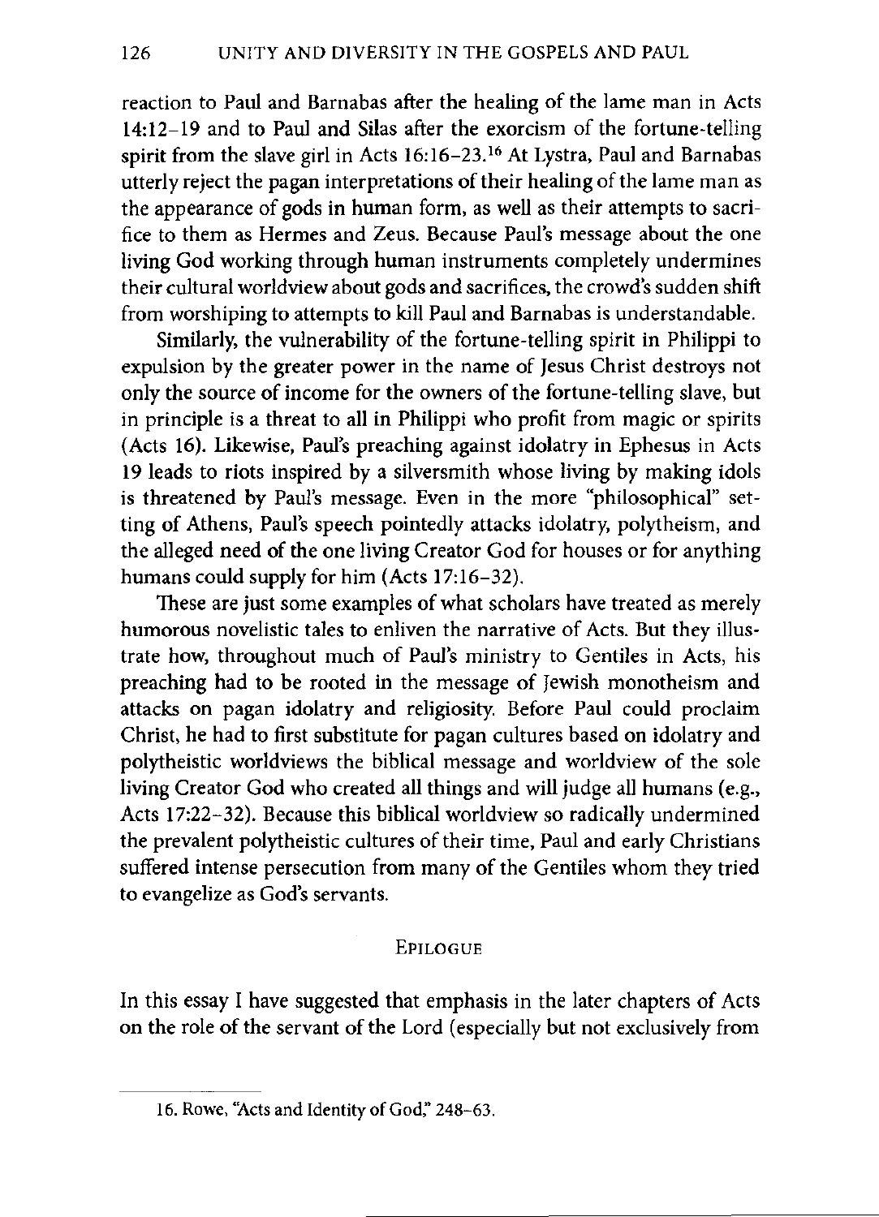reaction to Paul and Barnabas after the healing of the lame man in Acts 14:12–19 and to Paul and Silas after the exorcism of the fortune-telling spirit from the slave girl in Acts 16:16–23.[16] At Lystra, Paul and Barnabas utterly reject the pagan interpretations of their healing of the lame man as the appearance of gods in human form, as well as their attempts to sacrifice to them as Hermes and Zeus. Because Paul's message about the one living God working through human instruments completely undermines their cultural worldview about gods and sacrifices, the crowd's sudden shift from worshiping to attempts to kill Paul and Barnabas is understandable.

Similarly, the vulnerability of the fortune-telling spirit in Philippi to expulsion by the greater power in the name of Jesus Christ destroys not only the source of income for the owners of the fortune-telling slave, but in principle is a threat to all in Philippi who profit from magic or spirits (Acts 16). Likewise, Paul's preaching against idolatry in Ephesus in Acts 19 leads to riots inspired by a silversmith whose living by making idols is threatened by Paul's message. Even in the more "philosophical" setting of Athens, Paul's speech pointedly attacks idolatry, polytheism, and the alleged need of the one living Creator God for houses or for anything humans could supply for him (Acts 17:16–32).

These are just some examples of what scholars have treated as merely humorous novelistic tales to enliven the narrative of Acts. But they illustrate how, throughout much of Paul's ministry to Gentiles in Acts, his preaching had to be rooted in the message of Jewish monotheism and attacks on pagan idolatry and religiosity. Before Paul could proclaim Christ, he had to first substitute for pagan cultures based on idolatry and polytheistic worldviews the biblical message and worldview of the sole living Creator God who created all things and will judge all humans (e.g., Acts 17:22–32). Because this biblical worldview so radically undermined the prevalent polytheistic cultures of their time, Paul and early Christians suffered intense persecution from many of the Gentiles whom they tried to evangelize as God's servants.

## Epilogue

In this essay I have suggested that emphasis in the later chapters of Acts on the role of the servant of the Lord (especially but not exclusively from

16. Rowe, "Acts and Identity of God," 248–63.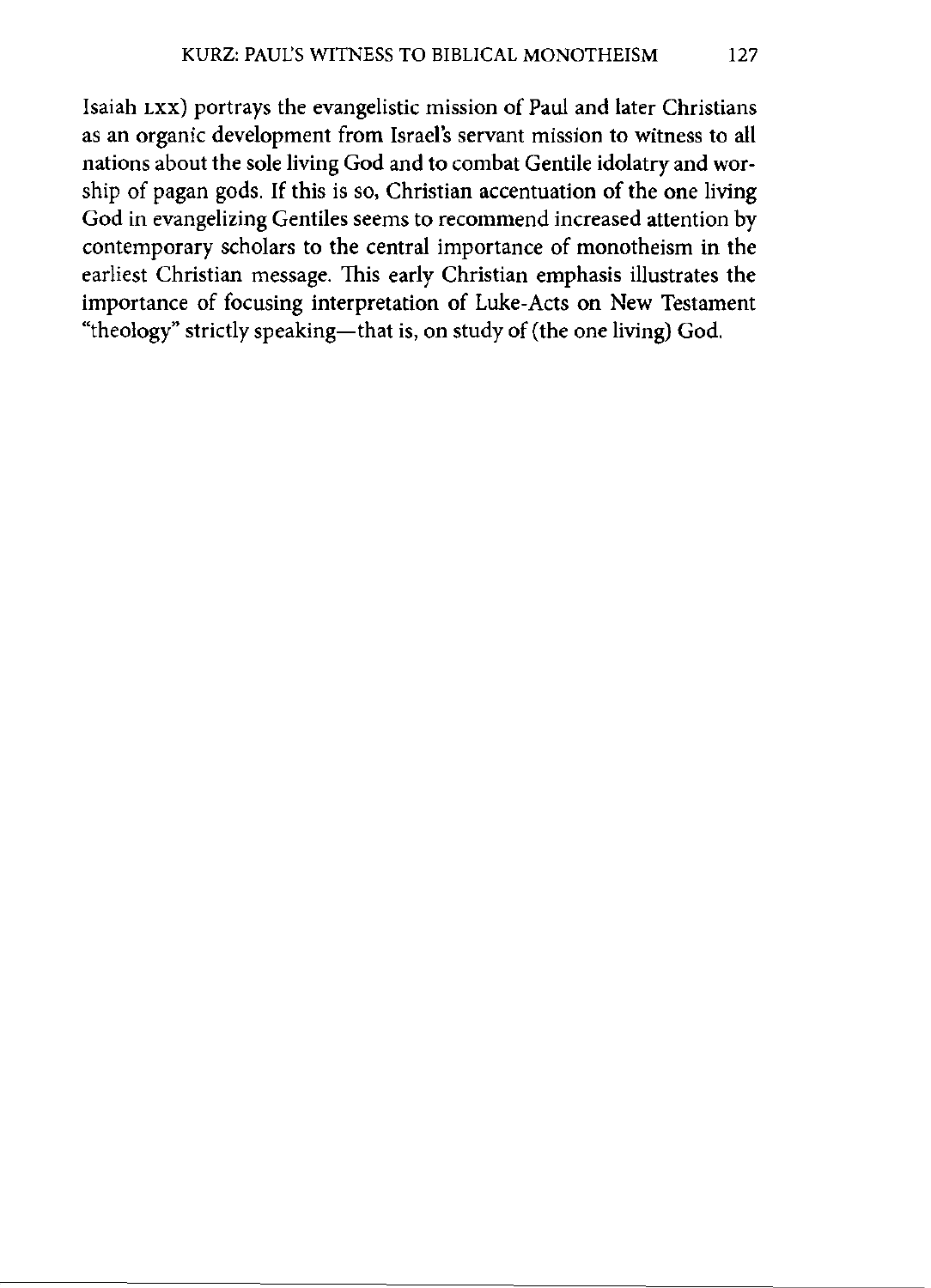Isaiah LXX) portrays the evangelistic mission of Paul and later Christians as an organic development from Israel's servant mission to witness to all nations about the sole living God and to combat Gentile idolatry and worship of pagan gods. If this is so, Christian accentuation of the one living God in evangelizing Gentiles seems to recommend increased attention by contemporary scholars to the central importance of monotheism in the earliest Christian message. This early Christian emphasis illustrates the importance of focusing interpretation of Luke-Acts on New Testament "theology" strictly speaking—that is, on study of (the one living) God.